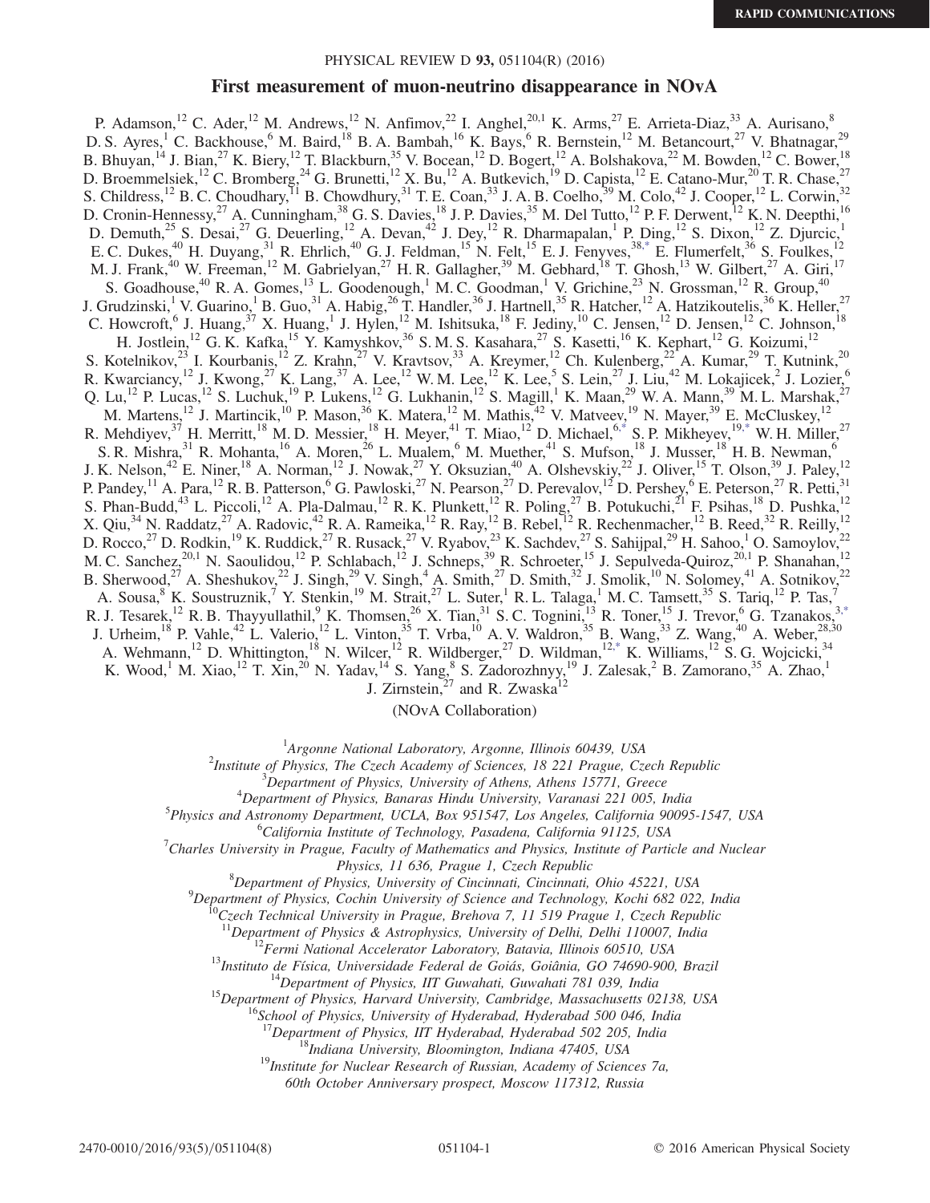RAPID COMMUNICATIONS

# First measurement of muon-neutrino disappearance in NOvA

P. Adamson,[12] C. Ader,[12] M. Andrews,[12] N. Anfimov,[22] I. Anghel,[20,1] K. Arms,[27] E. Arrieta-Diaz,[33] A. Aurisano,[8] D. S. Ayres,[1] C. Backhouse,[6] M. Baird,[18] B. A. Bambah,[16] K. Bays,[6] R. Bernstein,[12] M. Betancourt,[27] V. Bhatnagar,[29] B. Bhuyan,[14] J. Bian,[27] K. Biery,[12] T. Blackburn,[35] V. Bocean,[12] D. Bogert,[12] A. Bolshakova,[22] M. Bowden,[12] C. Bower,[18] D. Broemmelsiek,[12] C. Bromberg,[24] G. Brunetti,[12] X. Bu,[12] A. Butkevich,[19] D. Capista,[12] E. Catano-Mur,[20] T. R. Chase,[27] S. Childress,[12] B. C. Choudhary,[11] B. Chowdhury,[31] T. E. Coan,[33] J. A. B. Coelho,[39] M. Colo,[42] J. Cooper,[12] L. Corwin,[32] D. Cronin-Hennessy,[27] A. Cunningham,[38] G. S. Davies,[18] J. P. Davies,[35] M. Del Tutto,[12] P. F. Derwent,[12] K. N. Deepthi,[16] D. Demuth,[25] S. Desai,[27] G. Deuerling,[12] A. Devan,[42] J. Dey,[12] R. Dharmapalan,[1] P. Ding,[12] S. Dixon,[12] Z. Djurcic,[1] E. C. Dukes,[40] H. Duyang,[31] R. Ehrlich,[40] G. J. Feldman,[15] N. Felt,[15] E. J. Fenyves,[38,*] E. Flumerfelt,[36] S. Foulkes,[12] M. J. Frank,[40] W. Freeman,[12] M. Gabrielyan,[27] H. R. Gallagher,[39] M. Gebhard,[18] T. Ghosh,[13] W. Gilbert,[27] A. Giri,[17] S. Goadhouse,[40] R. A. Gomes,[13] L. Goodenough,[1] M. C. Goodman,[1] V. Grichine,[23] N. Grossman,[12] R. Group,[40] J. Grudzinski,[1] V. Guarino,[1] B. Guo,[31] A. Habig,[26] T. Handler,[36] J. Hartnell,[35] R. Hatcher,[12] A. Hatzikoutelis,[36] K. Heller,[27] C. Howcroft,[6] J. Huang,[37] X. Huang,[1] J. Hylen,[12] M. Ishitsuka,[18] F. Jediny,[10] C. Jensen,[12] D. Jensen,[12] C. Johnson,[18] H. Jostlein,[12] G. K. Kafka,[15] Y. Kamyshkov,[36] S. M. S. Kasahara,[27] S. Kasetti,[16] K. Kephart,[12] G. Koizumi,[12] S. Kotelnikov,[23] I. Kourbanis,[12] Z. Krahn,[27] V. Kravtsov,[33] A. Kreymer,[12] Ch. Kulenberg,[22] A. Kumar,[29] T. Kutnink,[20] R. Kwarciancy,[12] J. Kwong,[27] K. Lang,[37] A. Lee,[12] W. M. Lee,[12] K. Lee,[5] S. Lein,[27] J. Liu,[42] M. Lokajicek,[2] J. Lozier,[6] Q. Lu,[12] P. Lucas,[12] S. Luchuk,[19] P. Lukens,[12] G. Lukhanin,[12] S. Magill,[1] K. Maan,[29] W. A. Mann,[39] M. L. Marshak,[27] M. Martens,[12] J. Martincik,[10] P. Mason,[36] K. Matera,[12] M. Mathis,[42] V. Matveev,[19] N. Mayer,[39] E. McCluskey,[12] R. Mehdiyev,[37] H. Merritt,[18] M. D. Messier,[18] H. Meyer,[41] T. Miao,[12] D. Michael,[6,*] S. P. Mikheyev,[19,*] W. H. Miller,[27] S. R. Mishra,[31] R. Mohanta,[16] A. Moren,[26] L. Mualem,[6] M. Muether,[41] S. Mufson,[18] J. Musser,[18] H. B. Newman,[6] J. K. Nelson,[42] E. Niner,[18] A. Norman,[12] J. Nowak,[27] Y. Oksuzian,[40] A. Olshevskiy,[22] J. Oliver,[15] T. Olson,[39] J. Paley,[12] P. Pandey,[11] A. Para,[12] R. B. Patterson,[6] G. Pawloski,[27] N. Pearson,[27] D. Perevalov,[12] D. Pershey,[6] E. Peterson,[27] R. Petti,[31] S. Phan-Budd,[43] L. Piccoli,[12] A. Pla-Dalmau,[12] R. K. Plunkett,[12] R. Poling,[27] B. Potukuchi,[21] F. Psihas,[18] D. Pushka,[12] X. Qiu,[34] N. Raddatz,[27] A. Radovic,[42] R. A. Rameika,[12] R. Ray,[12] B. Rebel,[12] R. Rechenmacher,[12] B. Reed,[32] R. Reilly,[12] D. Rocco,[27] D. Rodkin,[19] K. Ruddick,[27] R. Rusack,[27] V. Ryabov,[23] K. Sachdev,[27] S. Sahijpal,[29] H. Sahoo,[1] O. Samoylov,[22] M. C. Sanchez,[20,1] N. Saoulidou,[12] P. Schlabach,[12] J. Schneps,[39] R. Schroeter,[15] J. Sepulveda-Quiroz,[20,1] P. Shanahan,[12] B. Sherwood,[27] A. Sheshukov,[22] J. Singh,[29] V. Singh,[4] A. Smith,[27] D. Smith,[32] J. Smolik,[10] N. Solomey,[41] A. Sotnikov,[22] A. Sousa,[8] K. Soustruznik,[7] Y. Stenkin,[19] M. Strait,[27] L. Suter,[1] R. L. Talaga,[1] M. C. Tamsett,[35] S. Tariq,[12] P. Tas,[7] R. J. Tesarek,[12] R. B. Thayyullathil,[9] K. Thomsen,[26] X. Tian,[31] S. C. Tognini,[13] R. Toner,[15] J. Trevor,[6] G. Tzanakos,[3,*] J. Urheim,[18] P. Vahle,[42] L. Valerio,[12] L. Vinton,[35] T. Vrba,[10] A. V. Waldron,[35] B. Wang,[33] Z. Wang,[40] A. Weber,[28,30] A. Wehmann,[12] D. Whittington,[18] N. Wilcer,[12] R. Wildberger,[27] D. Wildman,[12,*] K. Williams,[12] S. G. Wojcicki,[34] K. Wood,[1] M. Xiao,[12] T. Xin,[20] N. Yadav,[14] S. Yang,[8] S. Zadorozhnyy,[19] J. Zalesak,[2] B. Zamorano,[35] A. Zhao,[1] J. Zirnstein,[27] and R. Zwaska[12]

(NOvA Collaboration)

[1]*Argonne National Laboratory, Argonne, Illinois 60439, USA*
[2]*Institute of Physics, The Czech Academy of Sciences, 18 221 Prague, Czech Republic*
[3]*Department of Physics, University of Athens, Athens 15771, Greece*
[4]*Department of Physics, Banaras Hindu University, Varanasi 221 005, India*
[5]*Physics and Astronomy Department, UCLA, Box 951547, Los Angeles, California 90095-1547, USA*
[6]*California Institute of Technology, Pasadena, California 91125, USA*
[7]*Charles University in Prague, Faculty of Mathematics and Physics, Institute of Particle and Nuclear Physics, 11 636, Prague 1, Czech Republic*
[8]*Department of Physics, University of Cincinnati, Cincinnati, Ohio 45221, USA*
[9]*Department of Physics, Cochin University of Science and Technology, Kochi 682 022, India*
[10]*Czech Technical University in Prague, Brehova 7, 11 519 Prague 1, Czech Republic*
[11]*Department of Physics & Astrophysics, University of Delhi, Delhi 110007, India*
[12]*Fermi National Accelerator Laboratory, Batavia, Illinois 60510, USA*
[13]*Instituto de Física, Universidade Federal de Goiás, Goiânia, GO 74690-900, Brazil*
[14]*Department of Physics, IIT Guwahati, Guwahati 781 039, India*
[15]*Department of Physics, Harvard University, Cambridge, Massachusetts 02138, USA*
[16]*School of Physics, University of Hyderabad, Hyderabad 500 046, India*
[17]*Department of Physics, IIT Hyderabad, Hyderabad 502 205, India*
[18]*Indiana University, Bloomington, Indiana 47405, USA*
[19]*Institute for Nuclear Research of Russian, Academy of Sciences 7a, 60th October Anniversary prospect, Moscow 117312, Russia*

2470-0010/2016/93(5)/051104(8) © 2016 American Physical Society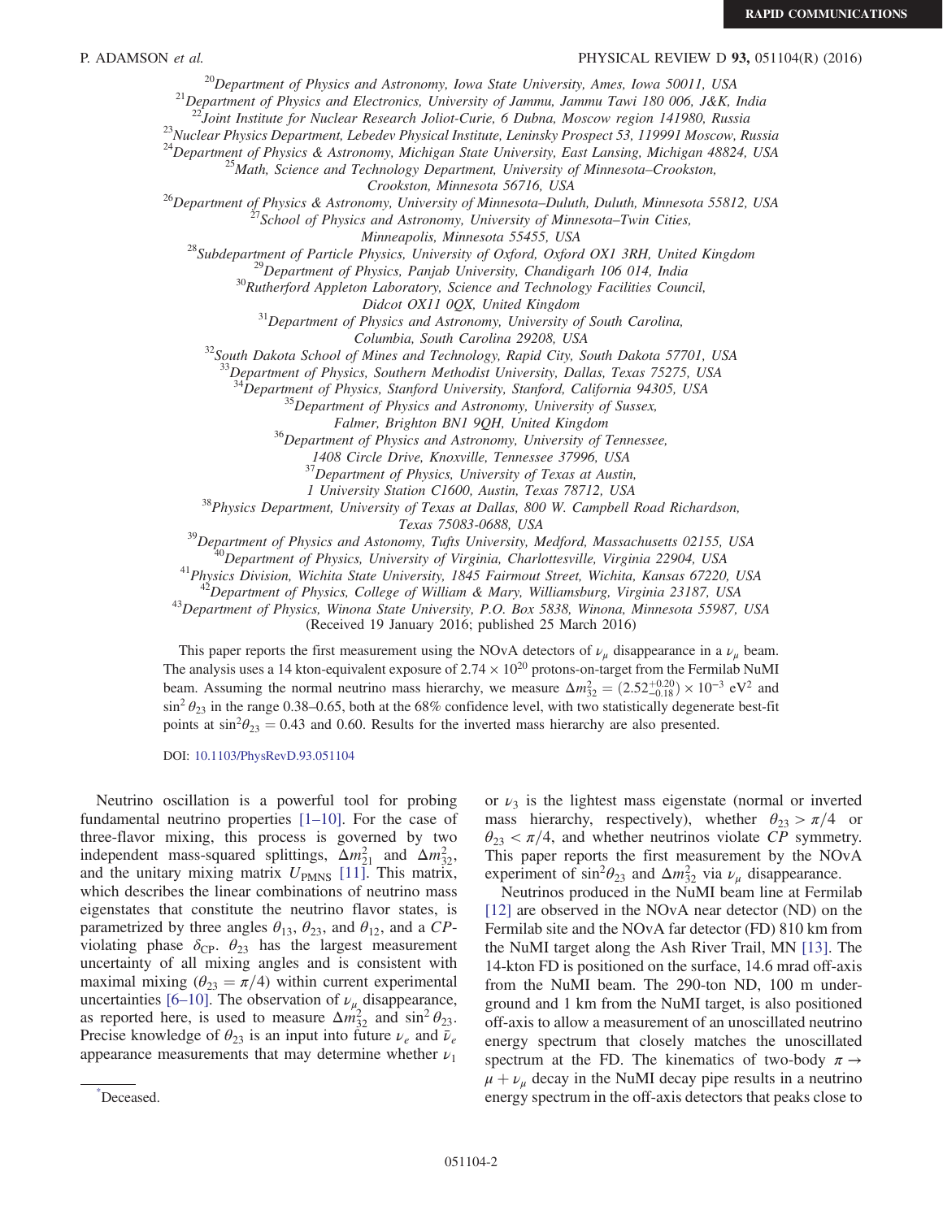[20]Department of Physics and Astronomy, Iowa State University, Ames, Iowa 50011, USA
[21]Department of Physics and Electronics, University of Jammu, Jammu Tawi 180 006, J&K, India
[22]Joint Institute for Nuclear Research Joliot-Curie, 6 Dubna, Moscow region 141980, Russia
[23]Nuclear Physics Department, Lebedev Physical Institute, Leninsky Prospect 53, 119991 Moscow, Russia
[24]Department of Physics & Astronomy, Michigan State University, East Lansing, Michigan 48824, USA
[25]Math, Science and Technology Department, University of Minnesota–Crookston, Crookston, Minnesota 56716, USA
[26]Department of Physics & Astronomy, University of Minnesota–Duluth, Duluth, Minnesota 55812, USA
[27]School of Physics and Astronomy, University of Minnesota–Twin Cities, Minneapolis, Minnesota 55455, USA
[28]Subdepartment of Particle Physics, University of Oxford, Oxford OX1 3RH, United Kingdom
[29]Department of Physics, Panjab University, Chandigarh 106 014, India
[30]Rutherford Appleton Laboratory, Science and Technology Facilities Council, Didcot OX11 0QX, United Kingdom
[31]Department of Physics and Astronomy, University of South Carolina, Columbia, South Carolina 29208, USA
[32]South Dakota School of Mines and Technology, Rapid City, South Dakota 57701, USA
[33]Department of Physics, Southern Methodist University, Dallas, Texas 75275, USA
[34]Department of Physics, Stanford University, Stanford, California 94305, USA
[35]Department of Physics and Astronomy, University of Sussex, Falmer, Brighton BN1 9QH, United Kingdom
[36]Department of Physics and Astronomy, University of Tennessee, 1408 Circle Drive, Knoxville, Tennessee 37996, USA
[37]Department of Physics, University of Texas at Austin, 1 University Station C1600, Austin, Texas 78712, USA
[38]Physics Department, University of Texas at Dallas, 800 W. Campbell Road Richardson, Texas 75083-0688, USA
[39]Department of Physics and Astony, Tufts University, Medford, Massachusetts 02155, USA
[40]Department of Physics, University of Virginia, Charlottesville, Virginia 22904, USA
[41]Physics Division, Wichita State University, 1845 Fairmout Street, Wichita, Kansas 67220, USA
[42]Department of Physics, College of William & Mary, Williamsburg, Virginia 23187, USA
[43]Department of Physics, Winona State University, P.O. Box 5838, Winona, Minnesota 55987, USA

(Received 19 January 2016; published 25 March 2016)

This paper reports the first measurement using the NOvA detectors of $\nu_\mu$ disappearance in a $\nu_\mu$ beam. The analysis uses a 14 kton-equivalent exposure of $2.74 \times 10^{20}$ protons-on-target from the Fermilab NuMI beam. Assuming the normal neutrino mass hierarchy, we measure $\Delta m^2_{32} = (2.52^{+0.20}_{-0.18}) \times 10^{-3}$ eV$^2$ and $\sin^2\theta_{23}$ in the range 0.38–0.65, both at the 68% confidence level, with two statistically degenerate best-fit points at $\sin^2\theta_{23} = 0.43$ and 0.60. Results for the inverted mass hierarchy are also presented.

DOI: 10.1103/PhysRevD.93.051104

Neutrino oscillation is a powerful tool for probing fundamental neutrino properties [1–10]. For the case of three-flavor mixing, this process is governed by two independent mass-squared splittings, $\Delta m^2_{21}$ and $\Delta m^2_{32}$, and the unitary mixing matrix $U_{\mathrm{PMNS}}$ [11]. This matrix, which describes the linear combinations of neutrino mass eigenstates that constitute the neutrino flavor states, is parametrized by three angles $\theta_{13}$, $\theta_{23}$, and $\theta_{12}$, and a $CP$-violating phase $\delta_{\mathrm{CP}}$. $\theta_{23}$ has the largest measurement uncertainty of all mixing angles and is consistent with maximal mixing ($\theta_{23} = \pi/4$) within current experimental uncertainties [6–10]. The observation of $\nu_\mu$ disappearance, as reported here, is used to measure $\Delta m^2_{32}$ and $\sin^2\theta_{23}$. Precise knowledge of $\theta_{23}$ is an input into future $\nu_e$ and $\bar{\nu}_e$ appearance measurements that may determine whether $\nu_1$ or $\nu_3$ is the lightest mass eigenstate (normal or inverted mass hierarchy, respectively), whether $\theta_{23} > \pi/4$ or $\theta_{23} < \pi/4$, and whether neutrinos violate $CP$ symmetry. This paper reports the first measurement by the NOvA experiment of $\sin^2\theta_{23}$ and $\Delta m^2_{32}$ via $\nu_\mu$ disappearance.

Neutrinos produced in the NuMI beam line at Fermilab [12] are observed in the NOvA near detector (ND) on the Fermilab site and the NOvA far detector (FD) 810 km from the NuMI target along the Ash River Trail, MN [13]. The 14-kton FD is positioned on the surface, 14.6 mrad off-axis from the NuMI beam. The 290-ton ND, 100 m underground and 1 km from the NuMI target, is also positioned off-axis to allow a measurement of an unoscillated neutrino energy spectrum that closely matches the unoscillated spectrum at the FD. The kinematics of two-body $\pi \to \mu + \nu_\mu$ decay in the NuMI decay pipe results in a neutrino energy spectrum in the off-axis detectors that peaks close to

*Deceased.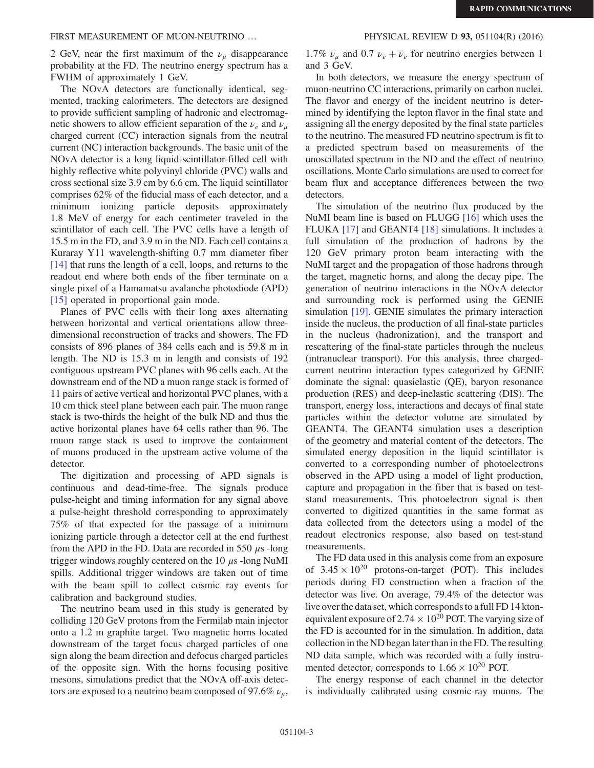2 GeV, near the first maximum of the $\nu_\mu$ disappearance probability at the FD. The neutrino energy spectrum has a FWHM of approximately 1 GeV.

The NOvA detectors are functionally identical, segmented, tracking calorimeters. The detectors are designed to provide sufficient sampling of hadronic and electromagnetic showers to allow efficient separation of the $\nu_e$ and $\nu_\mu$ charged current (CC) interaction signals from the neutral current (NC) interaction backgrounds. The basic unit of the NOvA detector is a long liquid-scintillator-filled cell with highly reflective white polyvinyl chloride (PVC) walls and cross sectional size 3.9 cm by 6.6 cm. The liquid scintillator comprises 62% of the fiducial mass of each detector, and a minimum ionizing particle deposits approximately 1.8 MeV of energy for each centimeter traveled in the scintillator of each cell. The PVC cells have a length of 15.5 m in the FD, and 3.9 m in the ND. Each cell contains a Kuraray Y11 wavelength-shifting 0.7 mm diameter fiber [14] that runs the length of a cell, loops, and returns to the readout end where both ends of the fiber terminate on a single pixel of a Hamamatsu avalanche photodiode (APD) [15] operated in proportional gain mode.

Planes of PVC cells with their long axes alternating between horizontal and vertical orientations allow three-dimensional reconstruction of tracks and showers. The FD consists of 896 planes of 384 cells each and is 59.8 m in length. The ND is 15.3 m in length and consists of 192 contiguous upstream PVC planes with 96 cells each. At the downstream end of the ND a muon range stack is formed of 11 pairs of active vertical and horizontal PVC planes, with a 10 cm thick steel plane between each pair. The muon range stack is two-thirds the height of the bulk ND and thus the active horizontal planes have 64 cells rather than 96. The muon range stack is used to improve the containment of muons produced in the upstream active volume of the detector.

The digitization and processing of APD signals is continuous and dead-time-free. The signals produce pulse-height and timing information for any signal above a pulse-height threshold corresponding to approximately 75% of that expected for the passage of a minimum ionizing particle through a detector cell at the end furthest from the APD in the FD. Data are recorded in 550 $\mu$s -long trigger windows roughly centered on the 10 $\mu$s -long NuMI spills. Additional trigger windows are taken out of time with the beam spill to collect cosmic ray events for calibration and background studies.

The neutrino beam used in this study is generated by colliding 120 GeV protons from the Fermilab main injector onto a 1.2 m graphite target. Two magnetic horns located downstream of the target focus charged particles of one sign along the beam direction and defocus charged particles of the opposite sign. With the horns focusing positive mesons, simulations predict that the NOvA off-axis detectors are exposed to a neutrino beam composed of 97.6% $\nu_\mu$, 1.7% $\bar{\nu}_\mu$ and 0.7 $\nu_e + \bar{\nu}_e$ for neutrino energies between 1 and 3 GeV.

In both detectors, we measure the energy spectrum of muon-neutrino CC interactions, primarily on carbon nuclei. The flavor and energy of the incident neutrino is determined by identifying the lepton flavor in the final state and assigning all the energy deposited by the final state particles to the neutrino. The measured FD neutrino spectrum is fit to a predicted spectrum based on measurements of the unoscillated spectrum in the ND and the effect of neutrino oscillations. Monte Carlo simulations are used to correct for beam flux and acceptance differences between the two detectors.

The simulation of the neutrino flux produced by the NuMI beam line is based on FLUGG [16] which uses the FLUKA [17] and GEANT4 [18] simulations. It includes a full simulation of the production of hadrons by the 120 GeV primary proton beam interacting with the NuMI target and the propagation of those hadrons through the target, magnetic horns, and along the decay pipe. The generation of neutrino interactions in the NOvA detector and surrounding rock is performed using the GENIE simulation [19]. GENIE simulates the primary interaction inside the nucleus, the production of all final-state particles in the nucleus (hadronization), and the transport and rescattering of the final-state particles through the nucleus (intranuclear transport). For this analysis, three charged-current neutrino interaction types categorized by GENIE dominate the signal: quasielastic (QE), baryon resonance production (RES) and deep-inelastic scattering (DIS). The transport, energy loss, interactions and decays of final state particles within the detector volume are simulated by GEANT4. The GEANT4 simulation uses a description of the geometry and material content of the detectors. The simulated energy deposition in the liquid scintillator is converted to a corresponding number of photoelectrons observed in the APD using a model of light production, capture and propagation in the fiber that is based on test-stand measurements. This photoelectron signal is then converted to digitized quantities in the same format as data collected from the detectors using a model of the readout electronics response, also based on test-stand measurements.

The FD data used in this analysis come from an exposure of $3.45 \times 10^{20}$ protons-on-target (POT). This includes periods during FD construction when a fraction of the detector was live. On average, 79.4% of the detector was live over the data set, which corresponds to a full FD 14 kton-equivalent exposure of $2.74 \times 10^{20}$ POT. The varying size of the FD is accounted for in the simulation. In addition, data collection in the ND began later than in the FD. The resulting ND data sample, which was recorded with a fully instrumented detector, corresponds to $1.66 \times 10^{20}$ POT.

The energy response of each channel in the detector is individually calibrated using cosmic-ray muons. The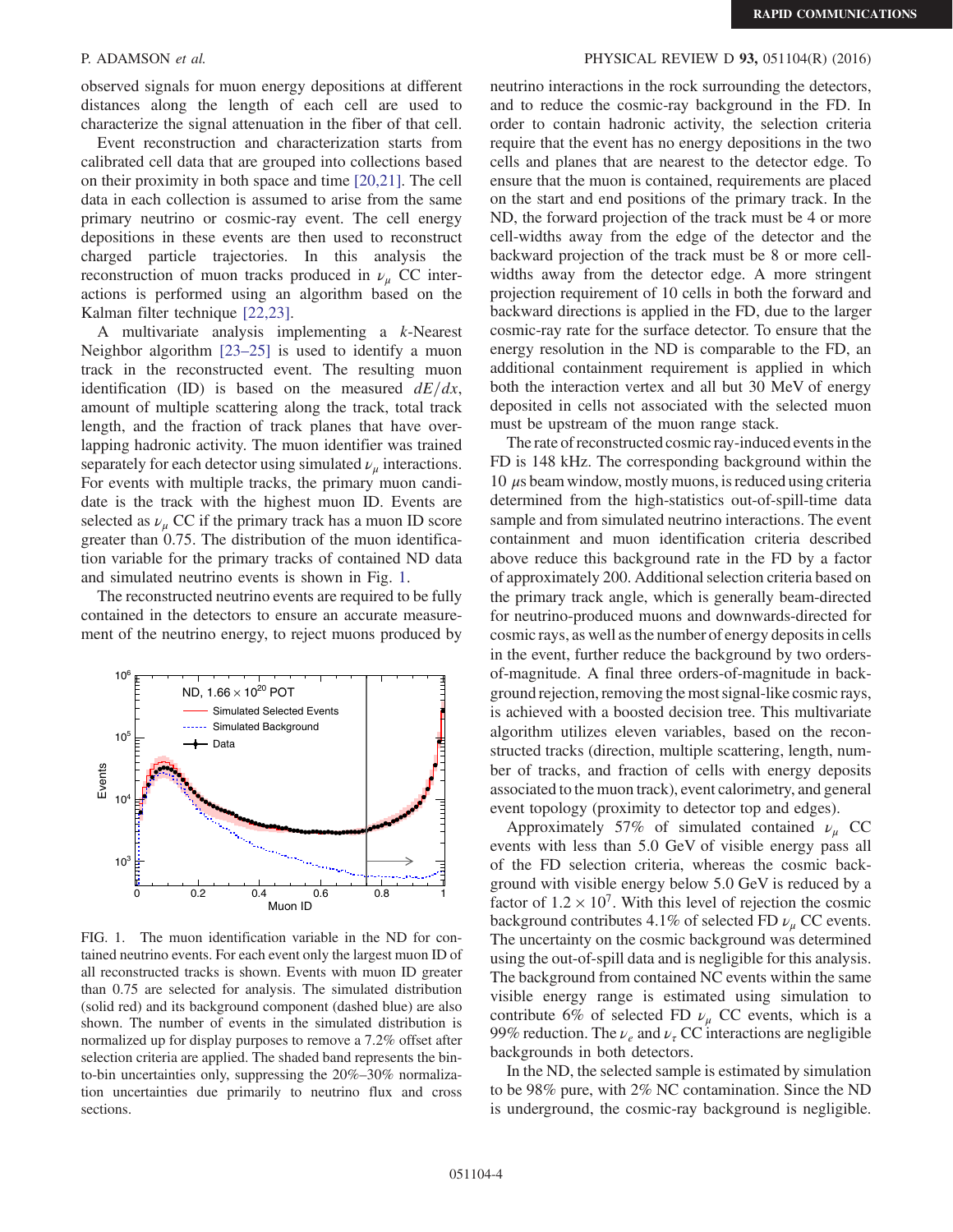observed signals for muon energy depositions at different distances along the length of each cell are used to characterize the signal attenuation in the fiber of that cell.

Event reconstruction and characterization starts from calibrated cell data that are grouped into collections based on their proximity in both space and time [20,21]. The cell data in each collection is assumed to arise from the same primary neutrino or cosmic-ray event. The cell energy depositions in these events are then used to reconstruct charged particle trajectories. In this analysis the reconstruction of muon tracks produced in $\nu_\mu$ CC interactions is performed using an algorithm based on the Kalman filter technique [22,23].

A multivariate analysis implementing a $k$-Nearest Neighbor algorithm [23–25] is used to identify a muon track in the reconstructed event. The resulting muon identification (ID) is based on the measured $dE/dx$, amount of multiple scattering along the track, total track length, and the fraction of track planes that have overlapping hadronic activity. The muon identifier was trained separately for each detector using simulated $\nu_\mu$ interactions. For events with multiple tracks, the primary muon candidate is the track with the highest muon ID. Events are selected as $\nu_\mu$ CC if the primary track has a muon ID score greater than 0.75. The distribution of the muon identification variable for the primary tracks of contained ND data and simulated neutrino events is shown in Fig. 1.

The reconstructed neutrino events are required to be fully contained in the detectors to ensure an accurate measurement of the neutrino energy, to reject muons produced by neutrino interactions in the rock surrounding the detectors, and to reduce the cosmic-ray background in the FD. In order to contain hadronic activity, the selection criteria require that the event has no energy depositions in the two cells and planes that are nearest to the detector edge. To ensure that the muon is contained, requirements are placed on the start and end positions of the primary track. In the ND, the forward projection of the track must be 4 or more cell-widths away from the edge of the detector and the backward projection of the track must be 8 or more cell-widths away from the detector edge. A more stringent projection requirement of 10 cells in both the forward and backward directions is applied in the FD, due to the larger cosmic-ray rate for the surface detector. To ensure that the energy resolution in the ND is comparable to the FD, an additional containment requirement is applied in which both the interaction vertex and all but 30 MeV of energy deposited in cells not associated with the selected muon must be upstream of the muon range stack.

FIG. 1. The muon identification variable in the ND for contained neutrino events. For each event only the largest muon ID of all reconstructed tracks is shown. Events with muon ID greater than 0.75 are selected for analysis. The simulated distribution (solid red) and its background component (dashed blue) are also shown. The number of events in the simulated distribution is normalized up for display purposes to remove a 7.2% offset after selection criteria are applied. The shaded band represents the bin-to-bin uncertainties only, suppressing the 20%–30% normalization uncertainties due primarily to neutrino flux and cross sections.

The rate of reconstructed cosmic ray-induced events in the FD is 148 kHz. The corresponding background within the 10 $\mu$s beam window, mostly muons, is reduced using criteria determined from the high-statistics out-of-spill-time data sample and from simulated neutrino interactions. The event containment and muon identification criteria described above reduce this background rate in the FD by a factor of approximately 200. Additional selection criteria based on the primary track angle, which is generally beam-directed for neutrino-produced muons and downwards-directed for cosmic rays, as well as the number of energy deposits in cells in the event, further reduce the background by two orders-of-magnitude. A final three orders-of-magnitude in background rejection, removing the most signal-like cosmic rays, is achieved with a boosted decision tree. This multivariate algorithm utilizes eleven variables, based on the reconstructed tracks (direction, multiple scattering, length, number of tracks, and fraction of cells with energy deposits associated to the muon track), event calorimetry, and general event topology (proximity to detector top and edges).

Approximately 57% of simulated contained $\nu_\mu$ CC events with less than 5.0 GeV of visible energy pass all of the FD selection criteria, whereas the cosmic background with visible energy below 5.0 GeV is reduced by a factor of $1.2 \times 10^7$. With this level of rejection the cosmic background contributes 4.1% of selected FD $\nu_\mu$ CC events. The uncertainty on the cosmic background was determined using the out-of-spill data and is negligible for this analysis. The background from contained NC events within the same visible energy range is estimated using simulation to contribute 6% of selected FD $\nu_\mu$ CC events, which is a 99% reduction. The $\nu_e$ and $\nu_\tau$ CC interactions are negligible backgrounds in both detectors.

In the ND, the selected sample is estimated by simulation to be 98% pure, with 2% NC contamination. Since the ND is underground, the cosmic-ray background is negligible.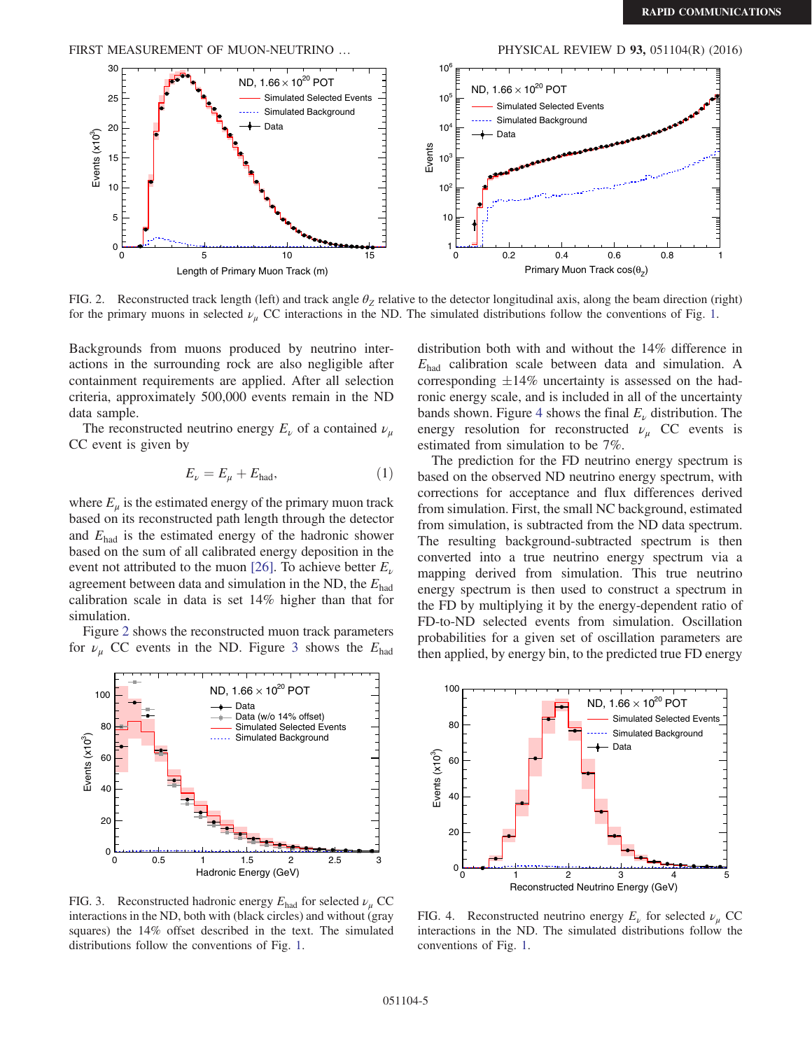FIG. 2. Reconstructed track length (left) and track angle $\theta_Z$ relative to the detector longitudinal axis, along the beam direction (right) for the primary muons in selected $\nu_\mu$ CC interactions in the ND. The simulated distributions follow the conventions of Fig. 1.

Backgrounds from muons produced by neutrino interactions in the surrounding rock are also negligible after containment requirements are applied. After all selection criteria, approximately 500,000 events remain in the ND data sample.

The reconstructed neutrino energy $E_\nu$ of a contained $\nu_\mu$ CC event is given by

$$E_\nu = E_\mu + E_{\mathrm{had}}, \tag{1}$$

where $E_\mu$ is the estimated energy of the primary muon track based on its reconstructed path length through the detector and $E_{\mathrm{had}}$ is the estimated energy of the hadronic shower based on the sum of all calibrated energy deposition in the event not attributed to the muon [26]. To achieve better $E_\nu$ agreement between data and simulation in the ND, the $E_{\mathrm{had}}$ calibration scale in data is set 14% higher than that for simulation.

Figure 2 shows the reconstructed muon track parameters for $\nu_\mu$ CC events in the ND. Figure 3 shows the $E_{\mathrm{had}}$ distribution both with and without the 14% difference in $E_{\mathrm{had}}$ calibration scale between data and simulation. A corresponding $\pm 14\%$ uncertainty is assessed on the hadronic energy scale, and is included in all of the uncertainty bands shown. Figure 4 shows the final $E_\nu$ distribution. The energy resolution for reconstructed $\nu_\mu$ CC events is estimated from simulation to be 7%.

The prediction for the FD neutrino energy spectrum is based on the observed ND neutrino energy spectrum, with corrections for acceptance and flux differences derived from simulation. First, the small NC background, estimated from simulation, is subtracted from the ND data spectrum. The resulting background-subtracted spectrum is then converted into a true neutrino energy spectrum via a mapping derived from simulation. This true neutrino energy spectrum is then used to construct a spectrum in the FD by multiplying it by the energy-dependent ratio of FD-to-ND selected events from simulation. Oscillation probabilities for a given set of oscillation parameters are then applied, by energy bin, to the predicted true FD energy

FIG. 3. Reconstructed hadronic energy $E_{\mathrm{had}}$ for selected $\nu_\mu$ CC interactions in the ND, both with (black circles) and without (gray squares) the 14% offset described in the text. The simulated distributions follow the conventions of Fig. 1.

FIG. 4. Reconstructed neutrino energy $E_\nu$ for selected $\nu_\mu$ CC interactions in the ND. The simulated distributions follow the conventions of Fig. 1.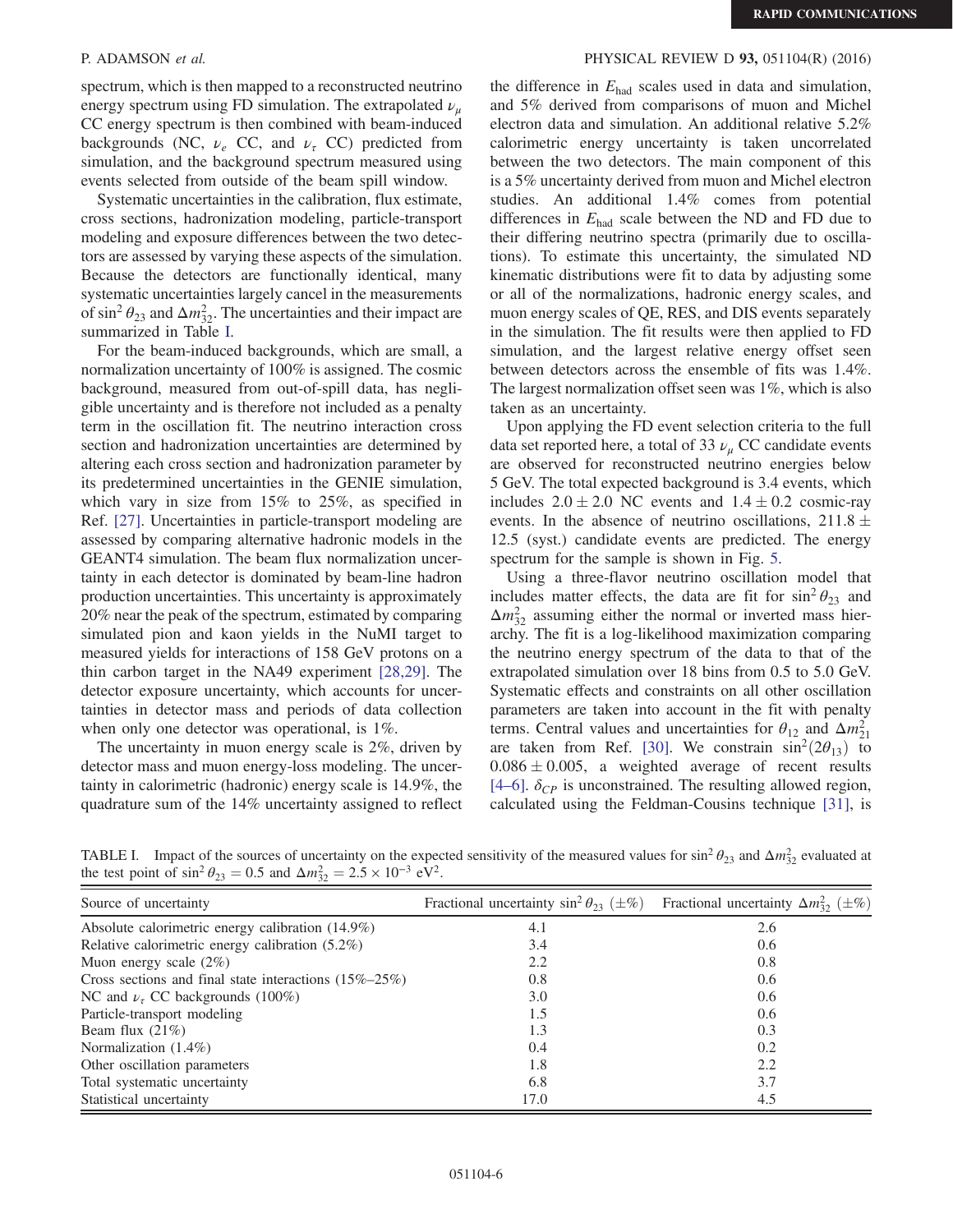spectrum, which is then mapped to a reconstructed neutrino energy spectrum using FD simulation. The extrapolated $\nu_\mu$ CC energy spectrum is then combined with beam-induced backgrounds (NC, $\nu_e$ CC, and $\nu_\tau$ CC) predicted from simulation, and the background spectrum measured using events selected from outside of the beam spill window.

Systematic uncertainties in the calibration, flux estimate, cross sections, hadronization modeling, particle-transport modeling and exposure differences between the two detectors are assessed by varying these aspects of the simulation. Because the detectors are functionally identical, many systematic uncertainties largely cancel in the measurements of $\sin^2\theta_{23}$ and $\Delta m^2_{32}$. The uncertainties and their impact are summarized in Table I.

For the beam-induced backgrounds, which are small, a normalization uncertainty of 100% is assigned. The cosmic background, measured from out-of-spill data, has negligible uncertainty and is therefore not included as a penalty term in the oscillation fit. The neutrino interaction cross section and hadronization uncertainties are determined by altering each cross section and hadronization parameter by its predetermined uncertainties in the GENIE simulation, which vary in size from 15% to 25%, as specified in Ref. [27]. Uncertainties in particle-transport modeling are assessed by comparing alternative hadronic models in the GEANT4 simulation. The beam flux normalization uncertainty in each detector is dominated by beam-line hadron production uncertainties. This uncertainty is approximately 20% near the peak of the spectrum, estimated by comparing simulated pion and kaon yields in the NuMI target to measured yields for interactions of 158 GeV protons on a thin carbon target in the NA49 experiment [28,29]. The detector exposure uncertainty, which accounts for uncertainties in detector mass and periods of data collection when only one detector was operational, is 1%.

The uncertainty in muon energy scale is 2%, driven by detector mass and muon energy-loss modeling. The uncertainty in calorimetric (hadronic) energy scale is 14.9%, the quadrature sum of the 14% uncertainty assigned to reflect the difference in $E_{\mathrm{had}}$ scales used in data and simulation, and 5% derived from comparisons of muon and Michel electron data and simulation. An additional relative 5.2% calorimetric energy uncertainty is taken uncorrelated between the two detectors. The main component of this is a 5% uncertainty derived from muon and Michel electron studies. An additional 1.4% comes from potential differences in $E_{\mathrm{had}}$ scale between the ND and FD due to their differing neutrino spectra (primarily due to oscillations). To estimate this uncertainty, the simulated ND kinematic distributions were fit to data by adjusting some or all of the normalizations, hadronic energy scales, and muon energy scales of QE, RES, and DIS events separately in the simulation. The fit results were then applied to FD simulation, and the largest relative energy offset seen between detectors across the ensemble of fits was 1.4%. The largest normalization offset seen was 1%, which is also taken as an uncertainty.

Upon applying the FD event selection criteria to the full data set reported here, a total of 33 $\nu_\mu$ CC candidate events are observed for reconstructed neutrino energies below 5 GeV. The total expected background is 3.4 events, which includes $2.0 \pm 2.0$ NC events and $1.4 \pm 0.2$ cosmic-ray events. In the absence of neutrino oscillations, $211.8 \pm 12.5$ (syst.) candidate events are predicted. The energy spectrum for the sample is shown in Fig. 5.

Using a three-flavor neutrino oscillation model that includes matter effects, the data are fit for $\sin^2\theta_{23}$ and $\Delta m^2_{32}$ assuming either the normal or inverted mass hierarchy. The fit is a log-likelihood maximization comparing the neutrino energy spectrum of the data to that of the extrapolated simulation over 18 bins from 0.5 to 5.0 GeV. Systematic effects and constraints on all other oscillation parameters are taken into account in the fit with penalty terms. Central values and uncertainties for $\theta_{12}$ and $\Delta m^2_{21}$ are taken from Ref. [30]. We constrain $\sin^2(2\theta_{13})$ to $0.086 \pm 0.005$, a weighted average of recent results [4–6]. $\delta_{CP}$ is unconstrained. The resulting allowed region, calculated using the Feldman-Cousins technique [31], is

TABLE I. Impact of the sources of uncertainty on the expected sensitivity of the measured values for $\sin^2\theta_{23}$ and $\Delta m^2_{32}$ evaluated at the test point of $\sin^2\theta_{23} = 0.5$ and $\Delta m^2_{32} = 2.5 \times 10^{-3}$ eV$^2$.

| Source of uncertainty | Fractional uncertainty $\sin^2\theta_{23}$ ($\pm$%) | Fractional uncertainty $\Delta m^2_{32}$ ($\pm$%) |
|---|---|---|
| Absolute calorimetric energy calibration (14.9%) | 4.1 | 2.6 |
| Relative calorimetric energy calibration (5.2%) | 3.4 | 0.6 |
| Muon energy scale (2%) | 2.2 | 0.8 |
| Cross sections and final state interactions (15%–25%) | 0.8 | 0.6 |
| NC and $\nu_\tau$ CC backgrounds (100%) | 3.0 | 0.6 |
| Particle-transport modeling | 1.5 | 0.6 |
| Beam flux (21%) | 1.3 | 0.3 |
| Normalization (1.4%) | 0.4 | 0.2 |
| Other oscillation parameters | 1.8 | 2.2 |
| Total systematic uncertainty | 6.8 | 3.7 |
| Statistical uncertainty | 17.0 | 4.5 |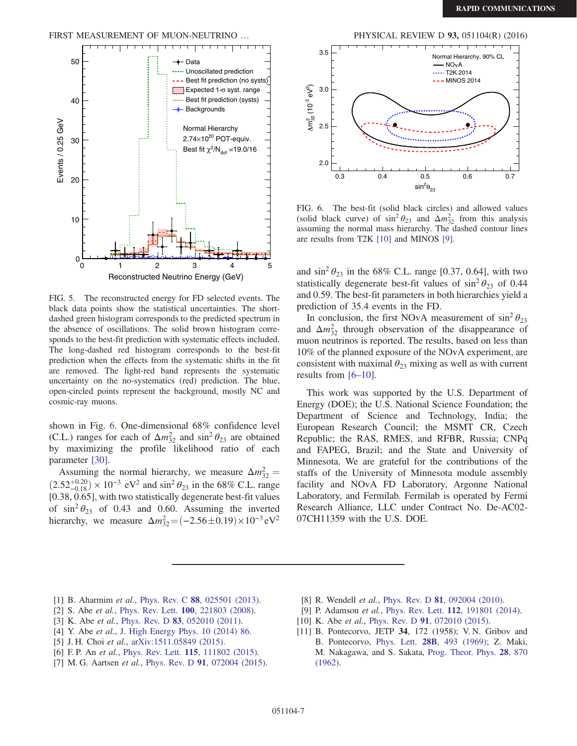FIG. 5. The reconstructed energy for FD selected events. The black data points show the statistical uncertainties. The short-dashed green histogram corresponds to the predicted spectrum in the absence of oscillations. The solid brown histogram corresponds to the best-fit prediction with systematic effects included. The long-dashed red histogram corresponds to the best-fit prediction when the effects from the systematic shifts in the fit are removed. The light-red band represents the systematic uncertainty on the no-systematics (red) prediction. The blue, open-circled points represent the background, mostly NC and cosmic-ray muons.

shown in Fig. 6. One-dimensional 68% confidence level (C.L.) ranges for each of $\Delta m^2_{32}$ and $\sin^2\theta_{23}$ are obtained by maximizing the profile likelihood ratio of each parameter [30].

Assuming the normal hierarchy, we measure $\Delta m^2_{32} = (2.52^{+0.20}_{-0.18}) \times 10^{-3}\ \mathrm{eV}^2$ and $\sin^2\theta_{23}$ in the 68% C.L. range [0.38, 0.65], with two statistically degenerate best-fit values of $\sin^2\theta_{23}$ of 0.43 and 0.60. Assuming the inverted hierarchy, we measure $\Delta m^2_{32} = (-2.56 \pm 0.19) \times 10^{-3}\ \mathrm{eV}^2$

FIG. 6. The best-fit (solid black circles) and allowed values (solid black curve) of $\sin^2\theta_{23}$ and $\Delta m^2_{32}$ from this analysis assuming the normal mass hierarchy. The dashed contour lines are results from T2K [10] and MINOS [9].

and $\sin^2\theta_{23}$ in the 68% C.L. range [0.37, 0.64], with two statistically degenerate best-fit values of $\sin^2\theta_{23}$ of 0.44 and 0.59. The best-fit parameters in both hierarchies yield a prediction of 35.4 events in the FD.

In conclusion, the first NOvA measurement of $\sin^2\theta_{23}$ and $\Delta m^2_{32}$ through observation of the disappearance of muon neutrinos is reported. The results, based on less than 10% of the planned exposure of the NOvA experiment, are consistent with maximal $\theta_{23}$ mixing as well as with current results from [6–10].

This work was supported by the U.S. Department of Energy (DOE); the U.S. National Science Foundation; the Department of Science and Technology, India; the European Research Council; the MSMT CR, Czech Republic; the RAS, RMES, and RFBR, Russia; CNPq and FAPEG, Brazil; and the State and University of Minnesota. We are grateful for the contributions of the staffs of the University of Minnesota module assembly facility and NOvA FD Laboratory, Argonne National Laboratory, and Fermilab. Fermilab is operated by Fermi Research Alliance, LLC under Contract No. De-AC02-07CH11359 with the U.S. DOE.

---

[1] B. Aharmim *et al.*, Phys. Rev. C **88**, 025501 (2013).
[2] S. Abe *et al.*, Phys. Rev. Lett. **100**, 221803 (2008).
[3] K. Abe *et al.*, Phys. Rev. D **83**, 052010 (2011).
[4] Y. Abe *et al.*, J. High Energy Phys. 10 (2014) 86.
[5] J. H. Choi *et al.*, arXiv:1511.05849 (2015).
[6] F. P. An *et al.*, Phys. Rev. Lett. **115**, 111802 (2015).
[7] M. G. Aartsen *et al.*, Phys. Rev. D **91**, 072004 (2015).
[8] R. Wendell *et al.*, Phys. Rev. D **81**, 092004 (2010).
[9] P. Adamson *et al.*, Phys. Rev. Lett. **112**, 191801 (2014).
[10] K. Abe *et al.*, Phys. Rev. D **91**, 072010 (2015).
[11] B. Pontecorvo, JETP **34**, 172 (1958); V. N. Gribov and B. Pontecorvo, Phys. Lett. **28B**, 493 (1969); Z. Maki, M. Nakagawa, and S. Sakata, Prog. Theor. Phys. **28**, 870 (1962).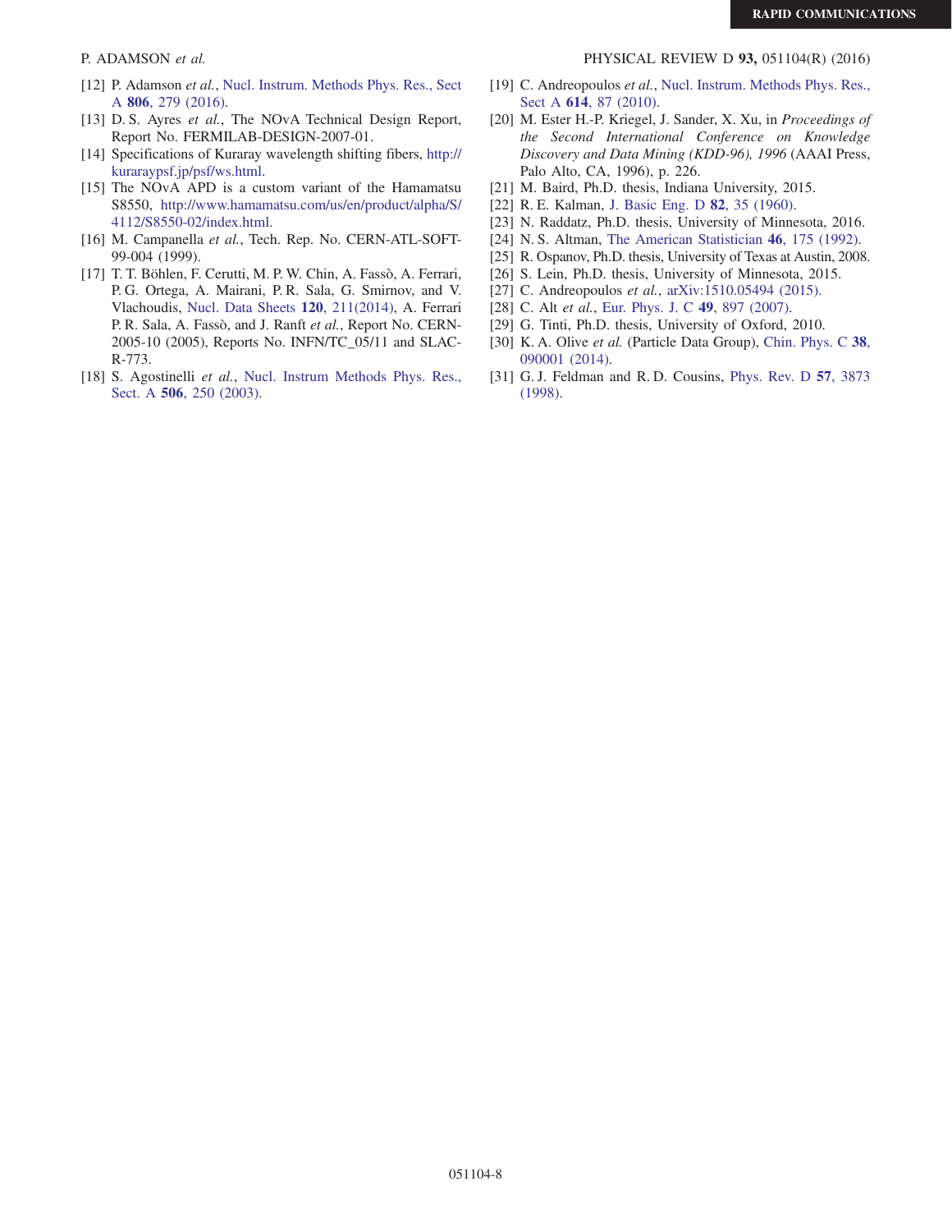[12] P. Adamson *et al.*, Nucl. Instrum. Methods Phys. Res., Sect A **806**, 279 (2016).

[13] D. S. Ayres *et al.*, The NOvA Technical Design Report, Report No. FERMILAB-DESIGN-2007-01.

[14] Specifications of Kuraray wavelength shifting fibers, http://kuraraypsf.jp/psf/ws.html.

[15] The NOvA APD is a custom variant of the Hamamatsu S8550, http://www.hamamatsu.com/us/en/product/alpha/S/4112/S8550-02/index.html.

[16] M. Campanella *et al.*, Tech. Rep. No. CERN-ATL-SOFT-99-004 (1999).

[17] T. T. Böhlen, F. Cerutti, M. P. W. Chin, A. Fassò, A. Ferrari, P. G. Ortega, A. Mairani, P. R. Sala, G. Smirnov, and V. Vlachoudis, Nucl. Data Sheets **120**, 211(2014), A. Ferrari P. R. Sala, A. Fassò, and J. Ranft *et al.*, Report No. CERN-2005-10 (2005), Reports No. INFN/TC_05/11 and SLAC-R-773.

[18] S. Agostinelli *et al.*, Nucl. Instrum Methods Phys. Res., Sect. A **506**, 250 (2003).

[19] C. Andreopoulos *et al.*, Nucl. Instrum. Methods Phys. Res., Sect A **614**, 87 (2010).

[20] M. Ester H.-P. Kriegel, J. Sander, X. Xu, in *Proceedings of the Second International Conference on Knowledge Discovery and Data Mining (KDD-96), 1996* (AAAI Press, Palo Alto, CA, 1996), p. 226.

[21] M. Baird, Ph.D. thesis, Indiana University, 2015.

[22] R. E. Kalman, J. Basic Eng. D **82**, 35 (1960).

[23] N. Raddatz, Ph.D. thesis, University of Minnesota, 2016.

[24] N. S. Altman, The American Statistician **46**, 175 (1992).

[25] R. Ospanov, Ph.D. thesis, University of Texas at Austin, 2008.

[26] S. Lein, Ph.D. thesis, University of Minnesota, 2015.

[27] C. Andreopoulos *et al.*, arXiv:1510.05494 (2015).

[28] C. Alt *et al.*, Eur. Phys. J. C **49**, 897 (2007).

[29] G. Tinti, Ph.D. thesis, University of Oxford, 2010.

[30] K. A. Olive *et al.* (Particle Data Group), Chin. Phys. C **38**, 090001 (2014).

[31] G. J. Feldman and R. D. Cousins, Phys. Rev. D **57**, 3873 (1998).